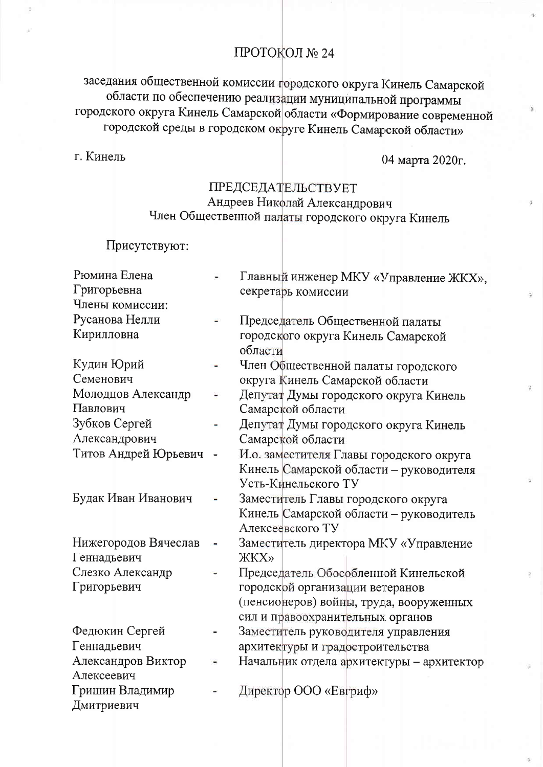# ПРОТОКОЛ № 24

заседания общественной комиссии городского округа Кинель Самарской области по обеспечению реализации муниципальной программы городского округа Кинель Самарской области «Формирование современной городской среды в городском округе Кинель Самарской области»

г. Кинель 04 марта 2020г.

ПРЕДСЕДАТЕЛЬСТВУЕТ
Андреев Николай Александрович
Член Общественной палаты городского округа Кинель

Присутствуют:

| | | |
|---|---|---|
| Рюмина Елена Григорьевна | - | Главный инженер МКУ «Управление ЖКХ», секретарь комиссии |
| Члены комиссии: | | |
| Русанова Нелли Кирилловна | - | Председатель Общественной палаты городского округа Кинель Самарской области |
| Кудин Юрий Семенович | - | Член Общественной палаты городского округа Кинель Самарской области |
| Молодцов Александр Павлович | - | Депутат Думы городского округа Кинель Самарской области |
| Зубков Сергей Александрович | - | Депутат Думы городского округа Кинель Самарской области |
| Титов Андрей Юрьевич | - | И.о. заместителя Главы городского округа Кинель Самарской области – руководителя Усть-Кинельского ТУ |
| Будак Иван Иванович | - | Заместитель Главы городского округа Кинель Самарской области – руководитель Алексеевского ТУ |
| Нижегородов Вячеслав Геннадьевич | - | Заместитель директора МКУ «Управление ЖКХ» |
| Слезко Александр Григорьевич | - | Председатель Обособленной Кинельской городской организации ветеранов (пенсионеров) войны, труда, вооруженных сил и правоохранительных органов |
| Федюкин Сергей Геннадьевич | - | Заместитель руководителя управления архитектуры и градостроительства |
| Александров Виктор Алексеевич | - | Начальник отдела архитектуры – архитектор |
| Гришин Владимир Дмитриевич | - | Директор ООО «Евгриф» |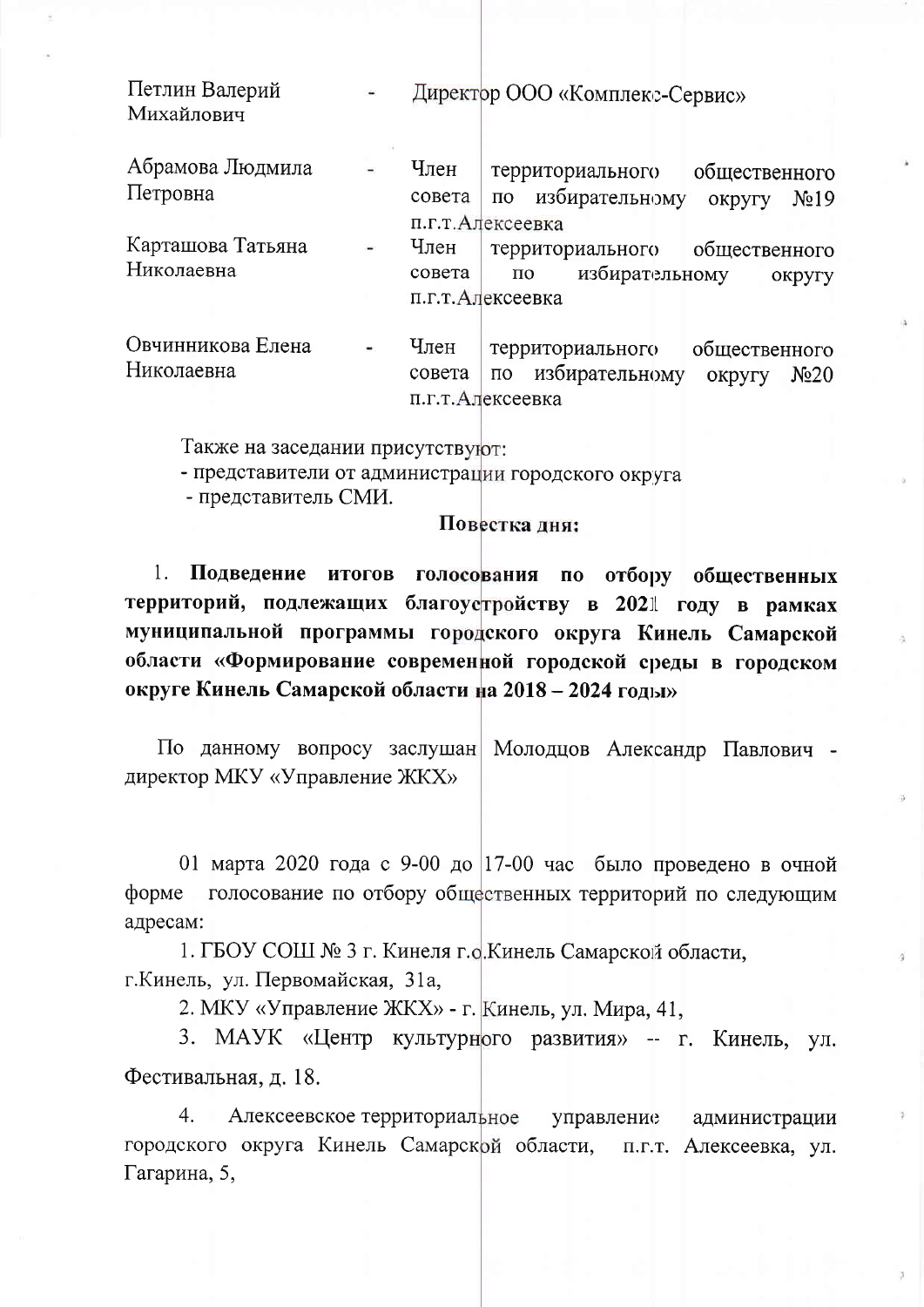| | | |
|---|---|---|
| Петлин Валерий Михайлович | - | Директор ООО «Комплекс-Сервис» |
| Абрамова Людмила Петровна | - | Член территориального общественного совета по избирательному округу №19 п.г.т.Алексеевка |
| Карташова Татьяна Николаевна | - | Член территориального общественного совета по избирательному округу п.г.т.Алексеевка |
| Овчинникова Елена Николаевна | - | Член территориального общественного совета по избирательному округу №20 п.г.т.Алексеевка |

Также на заседании присутствуют:
- представители от администрации городского округа
- представитель СМИ.

**Повестка дня:**

1. **Подведение итогов голосования по отбору общественных территорий, подлежащих благоустройству в 2021 году в рамках муниципальной программы городского округа Кинель Самарской области «Формирование современной городской среды в городском округе Кинель Самарской области на 2018 – 2024 годы»**

По данному вопросу заслушан Молодцов Александр Павлович - директор МКУ «Управление ЖКХ»

01 марта 2020 года с 9-00 до 17-00 час было проведено в очной форме голосование по отбору общественных территорий по следующим адресам:

1. ГБОУ СОШ № 3 г. Кинеля г.о.Кинель Самарской области, г.Кинель, ул. Первомайская, 31а,

2. МКУ «Управление ЖКХ» - г. Кинель, ул. Мира, 41,

3. МАУК «Центр культурного развития» -- г. Кинель, ул. Фестивальная, д. 18.

4. Алексеевское территориальное управление администрации городского округа Кинель Самарской области, п.г.т. Алексеевка, ул. Гагарина, 5,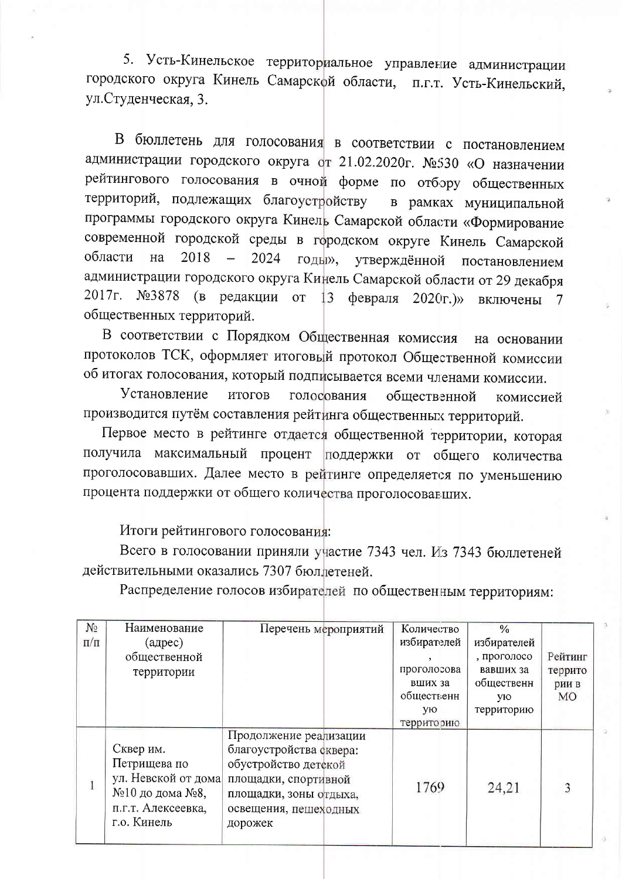5. Усть-Кинельское территориальное управление администрации городского округа Кинель Самарской области, п.г.т. Усть-Кинельский, ул.Студенческая, 3.

В бюллетень для голосования в соответствии с постановлением администрации городского округа от 21.02.2020г. №530 «О назначении рейтингового голосования в очной форме по отбору общественных территорий, подлежащих благоустройству в рамках муниципальной программы городского округа Кинель Самарской области «Формирование современной городской среды в городском округе Кинель Самарской области на 2018 – 2024 годы», утверждённой постановлением администрации городского округа Кинель Самарской области от 29 декабря 2017г. №3878 (в редакции от 13 февраля 2020г.)» включены 7 общественных территорий.

В соответствии с Порядком Общественная комиссия на основании протоколов ТСК, оформляет итоговый протокол Общественной комиссии об итогах голосования, который подписывается всеми членами комиссии.

Установление итогов голосования общественной комиссией производится путём составления рейтинга общественных территорий.

Первое место в рейтинге отдается общественной территории, которая получила максимальный процент поддержки от общего количества проголосовавших. Далее место в рейтинге определяется по уменьшению процента поддержки от общего количества проголосовавших.

Итоги рейтингового голосования:

Всего в голосовании приняли участие 7343 чел. Из 7343 бюллетеней действительными оказались 7307 бюллетеней.

Распределение голосов избирателей по общественным территориям:

| № п/п | Наименование (адрес) общественной территории | Перечень мероприятий | Количество избирателей, проголосовавших за общественную территорию | % избирателей, проголосовавших за общественную территорию | Рейтинг территории в МО |
|---|---|---|---|---|---|
| 1 | Сквер им. Петрищева по ул. Невской от дома №10 до дома №8, п.г.т. Алексеевка, г.о. Кинель | Продолжение реализации благоустройства сквера: обустройство детской площадки, спортивной площадки, зоны отдыха, освещения, пешеходных дорожек | 1769 | 24,21 | 3 |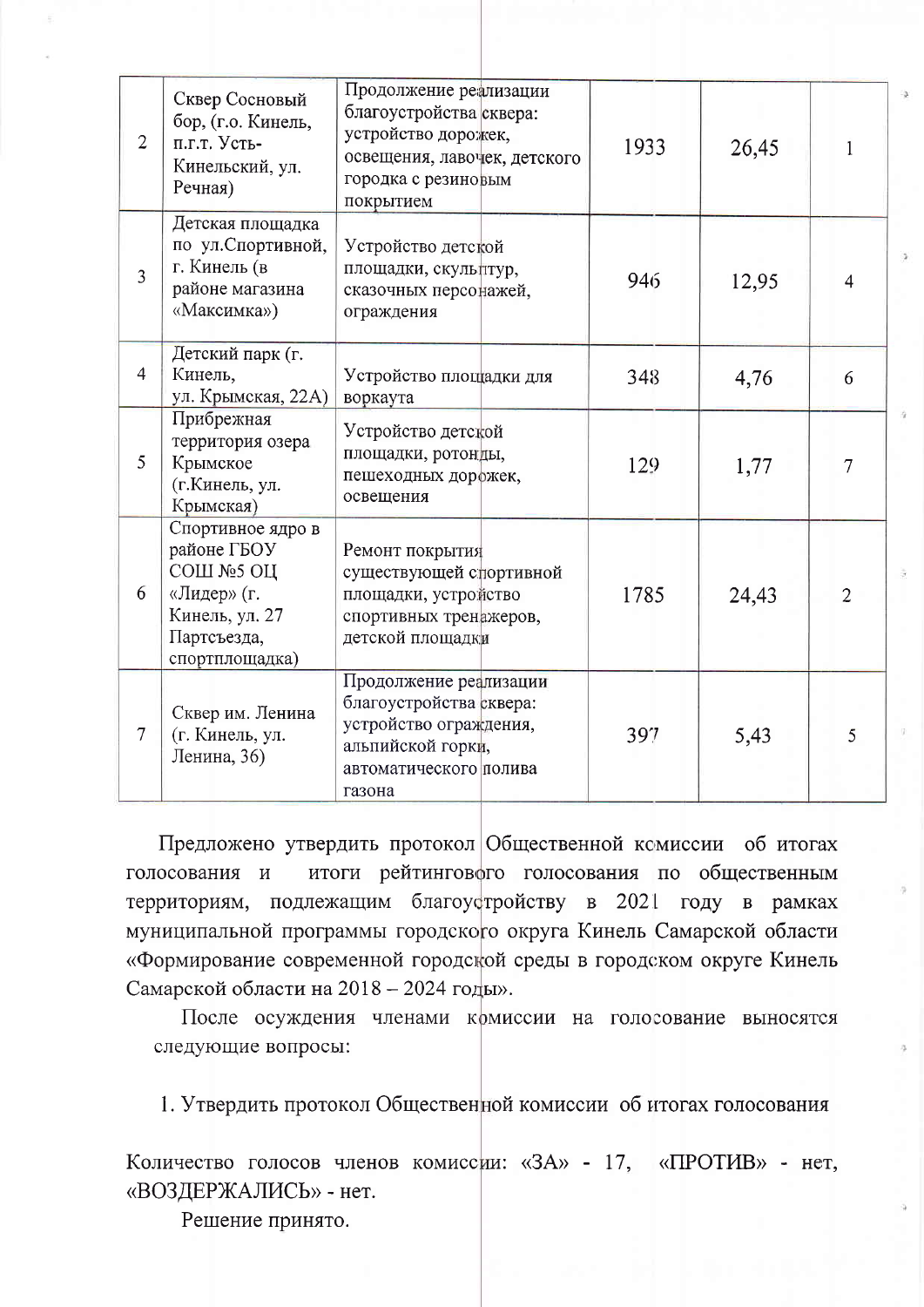| | | | | | |
|---|---|---|---|---|---|
| 2 | Сквер Сосновый бор, (г.о. Кинель, п.г.т. Усть-Кинельский, ул. Речная) | Продолжение реализации благоустройства сквера: устройство дорожек, освещения, лавочек, детского городка с резиновым покрытием | 1933 | 26,45 | 1 |
| 3 | Детская площадка по ул.Спортивной, г. Кинель (в районе магазина «Максимка») | Устройство детской площадки, скульптур, сказочных персонажей, ограждения | 946 | 12,95 | 4 |
| 4 | Детский парк (г. Кинель, ул. Крымская, 22А) | Устройство площадки для воркаута | 348 | 4,76 | 6 |
| 5 | Прибрежная территория озера Крымское (г.Кинель, ул. Крымская) | Устройство детской площадки, ротонды, пешеходных дорожек, освещения | 129 | 1,77 | 7 |
| 6 | Спортивное ядро в районе ГБОУ СОШ №5 ОЦ «Лидер» (г. Кинель, ул. 27 Партсъезда, спортплощадка) | Ремонт покрытия существующей спортивной площадки, устройство спортивных тренажеров, детской площадки | 1785 | 24,43 | 2 |
| 7 | Сквер им. Ленина (г. Кинель, ул. Ленина, 36) | Продолжение реализации благоустройства сквера: устройство ограждения, альпийской горки, автоматического полива газона | 397 | 5,43 | 5 |

Предложено утвердить протокол Общественной комиссии об итогах голосования и итоги рейтингового голосования по общественным территориям, подлежащим благоустройству в 2021 году в рамках муниципальной программы городского округа Кинель Самарской области «Формирование современной городской среды в городском округе Кинель Самарской области на 2018 – 2024 годы».

После осуждения членами комиссии на голосование выносятся следующие вопросы:

1. Утвердить протокол Общественной комиссии об итогах голосования

Количество голосов членов комиссии: «ЗА» - 17, «ПРОТИВ» - нет, «ВОЗДЕРЖАЛИСЬ» - нет.

Решение принято.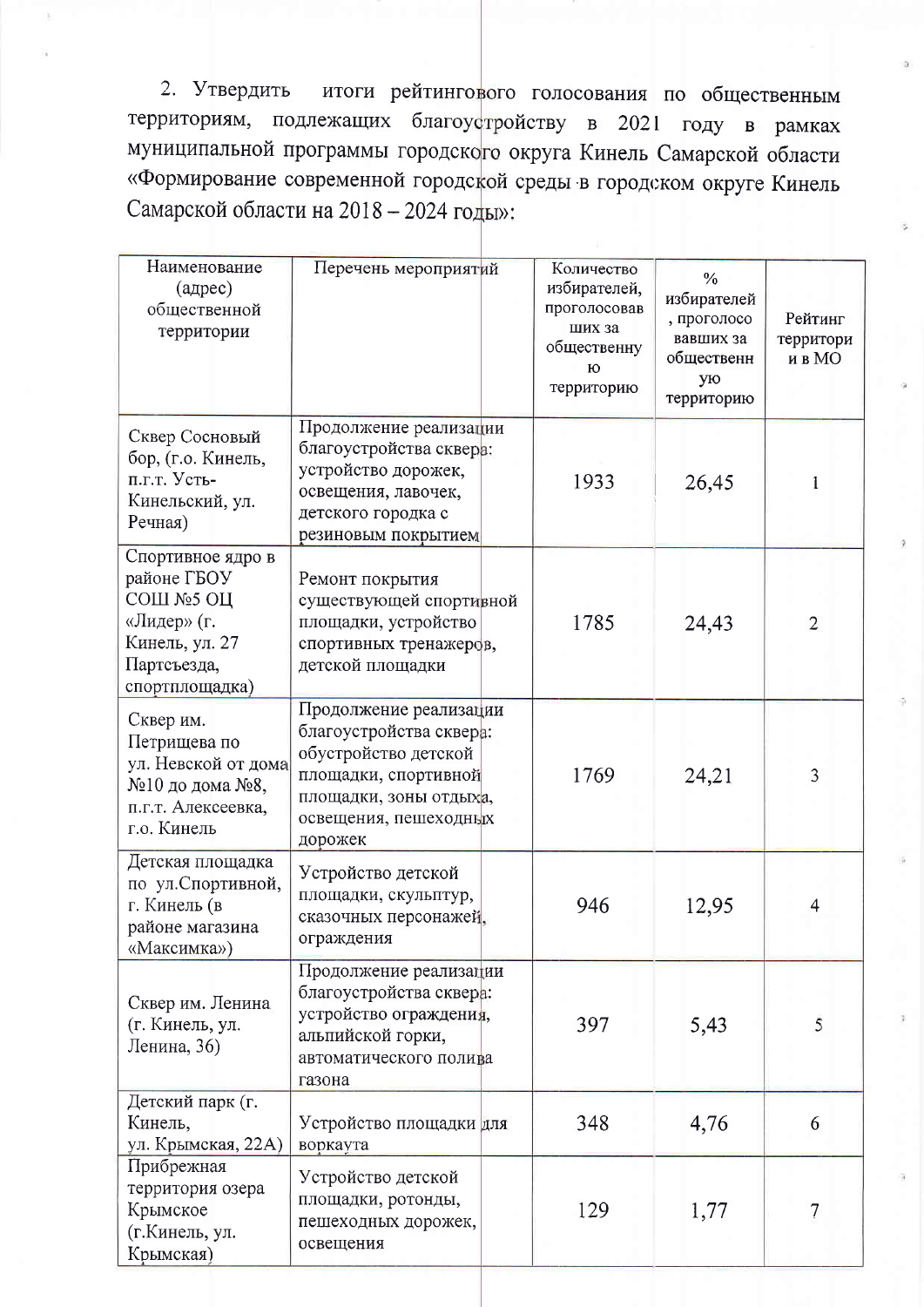2. Утвердить итоги рейтингового голосования по общественным территориям, подлежащих благоустройству в 2021 году в рамках муниципальной программы городского округа Кинель Самарской области «Формирование современной городской среды в городском округе Кинель Самарской области на 2018 – 2024 годы»:

| Наименование (адрес) общественной территории | Перечень мероприятий | Количество избирателей, проголосовавших за общественную территорию | % избирателей, проголосовавших за общественную территорию | Рейтинг территории в МО |
|---|---|---|---|---|
| Сквер Сосновый бор, (г.о. Кинель, п.г.т. Усть-Кинельский, ул. Речная) | Продолжение реализации благоустройства сквера: устройство дорожек, освещения, лавочек, детского городка с резиновым покрытием | 1933 | 26,45 | 1 |
| Спортивное ядро в районе ГБОУ СОШ №5 ОЦ «Лидер» (г. Кинель, ул. 27 Партсъезда, спортплощадка) | Ремонт покрытия существующей спортивной площадки, устройство спортивных тренажеров, детской площадки | 1785 | 24,43 | 2 |
| Сквер им. Петрищева по ул. Невской от дома №10 до дома №8, п.г.т. Алексеевка, г.о. Кинель | Продолжение реализации благоустройства сквера: обустройство детской площадки, спортивной площадки, зоны отдыха, освещения, пешеходных дорожек | 1769 | 24,21 | 3 |
| Детская площадка по ул.Спортивной, г. Кинель (в районе магазина «Максимка») | Устройство детской площадки, скульптур, сказочных персонажей, ограждения | 946 | 12,95 | 4 |
| Сквер им. Ленина (г. Кинель, ул. Ленина, 36) | Продолжение реализации благоустройства сквера: устройство ограждения, альпийской горки, автоматического полива газона | 397 | 5,43 | 5 |
| Детский парк (г. Кинель, ул. Крымская, 22А) | Устройство площадки для воркаута | 348 | 4,76 | 6 |
| Прибрежная территория озера Крымское (г.Кинель, ул. Крымская) | Устройство детской площадки, ротонды, пешеходных дорожек, освещения | 129 | 1,77 | 7 |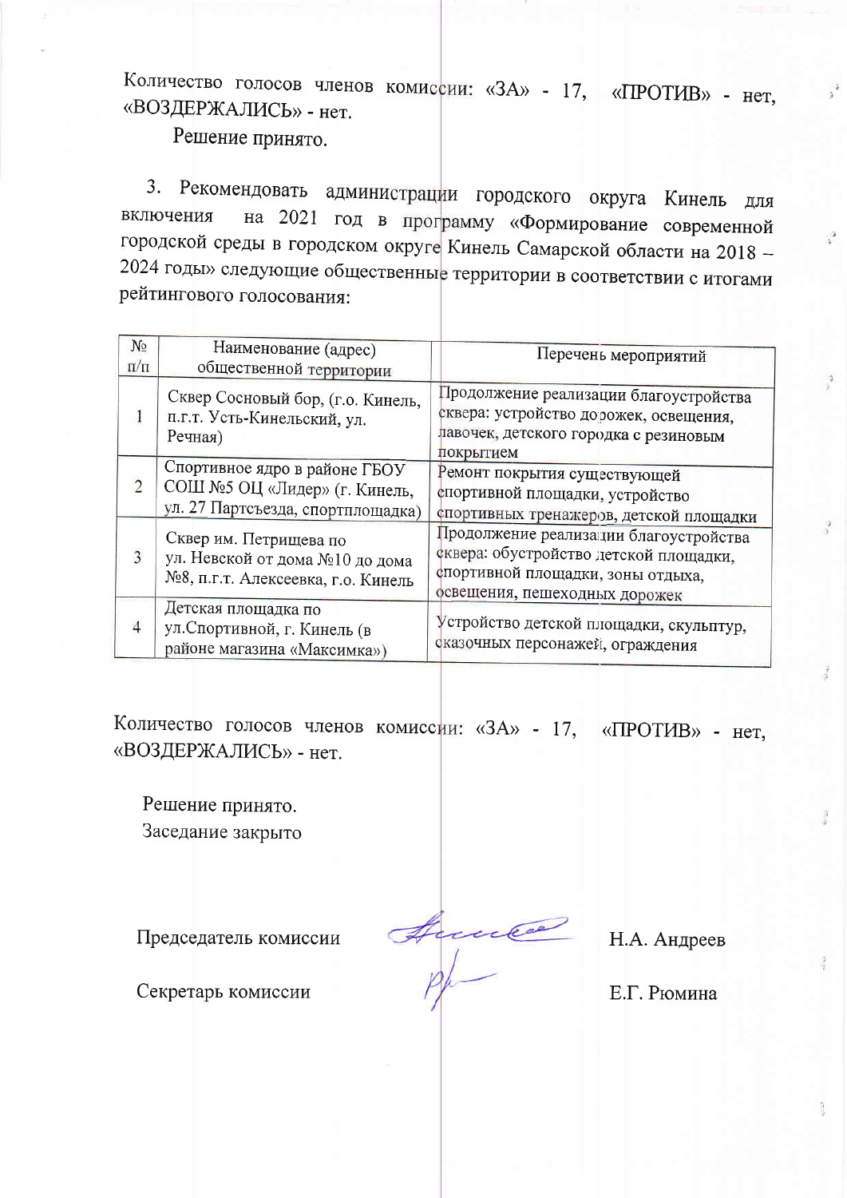Количество голосов членов комиссии: «ЗА» - 17, «ПРОТИВ» - нет, «ВОЗДЕРЖАЛИСЬ» - нет.

Решение принято.

3. Рекомендовать администрации городского округа Кинель для включения на 2021 год в программу «Формирование современной городской среды в городском округе Кинель Самарской области на 2018 – 2024 годы» следующие общественные территории в соответствии с итогами рейтингового голосования:

| № п/п | Наименование (адрес) общественной территории | Перечень мероприятий |
|---|---|---|
| 1 | Сквер Сосновый бор, (г.о. Кинель, п.г.т. Усть-Кинельский, ул. Речная) | Продолжение реализации благоустройства сквера: устройство дорожек, освещения, лавочек, детского городка с резиновым покрытием |
| 2 | Спортивное ядро в районе ГБОУ СОШ №5 ОЦ «Лидер» (г. Кинель, ул. 27 Партсъезда, спортплощадка) | Ремонт покрытия существующей спортивной площадки, устройство спортивных тренажеров, детской площадки |
| 3 | Сквер им. Петрищева по ул. Невской от дома №10 до дома №8, п.г.т. Алексеевка, г.о. Кинель | Продолжение реализации благоустройства сквера: обустройство детской площадки, спортивной площадки, зоны отдыха, освещения, пешеходных дорожек |
| 4 | Детская площадка по ул.Спортивной, г. Кинель (в районе магазина «Максимка») | Устройство детской площадки, скульптур, сказочных персонажей, ограждения |

Количество голосов членов комиссии: «ЗА» - 17, «ПРОТИВ» - нет, «ВОЗДЕРЖАЛИСЬ» - нет.

Решение принято.
Заседание закрыто

Председатель комиссии Н.А. Андреев

Секретарь комиссии Е.Г. Рюмина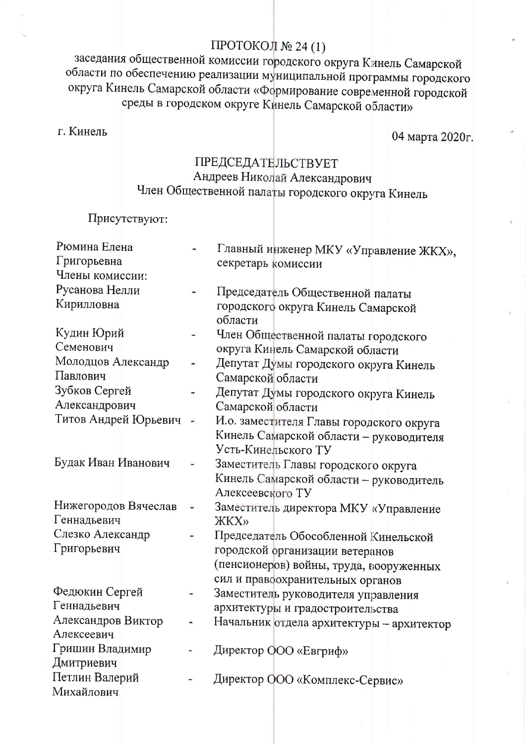# ПРОТОКОЛ № 24 (1)

заседания общественной комиссии городского округа Кинель Самарской области по обеспечению реализации муниципальной программы городского округа Кинель Самарской области «Формирование современной городской среды в городском округе Кинель Самарской области»

г. Кинель 04 марта 2020г.

ПРЕДСЕДАТЕЛЬСТВУЕТ
Андреев Николай Александрович
Член Общественной палаты городского округа Кинель

Присутствуют:

| | | |
|---|---|---|
| Рюмина Елена Григорьевна | - | Главный инженер МКУ «Управление ЖКХ», секретарь комиссии |
| Члены комиссии: | | |
| Русанова Нелли Кирилловна | - | Председатель Общественной палаты городского округа Кинель Самарской области |
| Кудин Юрий Семенович | - | Член Общественной палаты городского округа Кинель Самарской области |
| Молодцов Александр Павлович | - | Депутат Думы городского округа Кинель Самарской области |
| Зубков Сергей Александрович | - | Депутат Думы городского округа Кинель Самарской области |
| Титов Андрей Юрьевич | - | И.о. заместителя Главы городского округа Кинель Самарской области – руководителя Усть-Кинельского ТУ |
| Будак Иван Иванович | - | Заместитель Главы городского округа Кинель Самарской области – руководитель Алексеевского ТУ |
| Нижегородов Вячеслав Геннадьевич | - | Заместитель директора МКУ «Управление ЖКХ» |
| Слезко Александр Григорьевич | - | Председатель Обособленной Кинельской городской организации ветеранов (пенсионеров) войны, труда, вооруженных сил и правоохранительных органов |
| Федюкин Сергей Геннадьевич | - | Заместитель руководителя управления архитектуры и градостроительства |
| Александров Виктор Алексеевич | - | Начальник отдела архитектуры – архитектор |
| Гришин Владимир Дмитриевич | - | Директор ООО «Евгриф» |
| Петлин Валерий Михайлович | - | Директор ООО «Комплекс-Сервис» |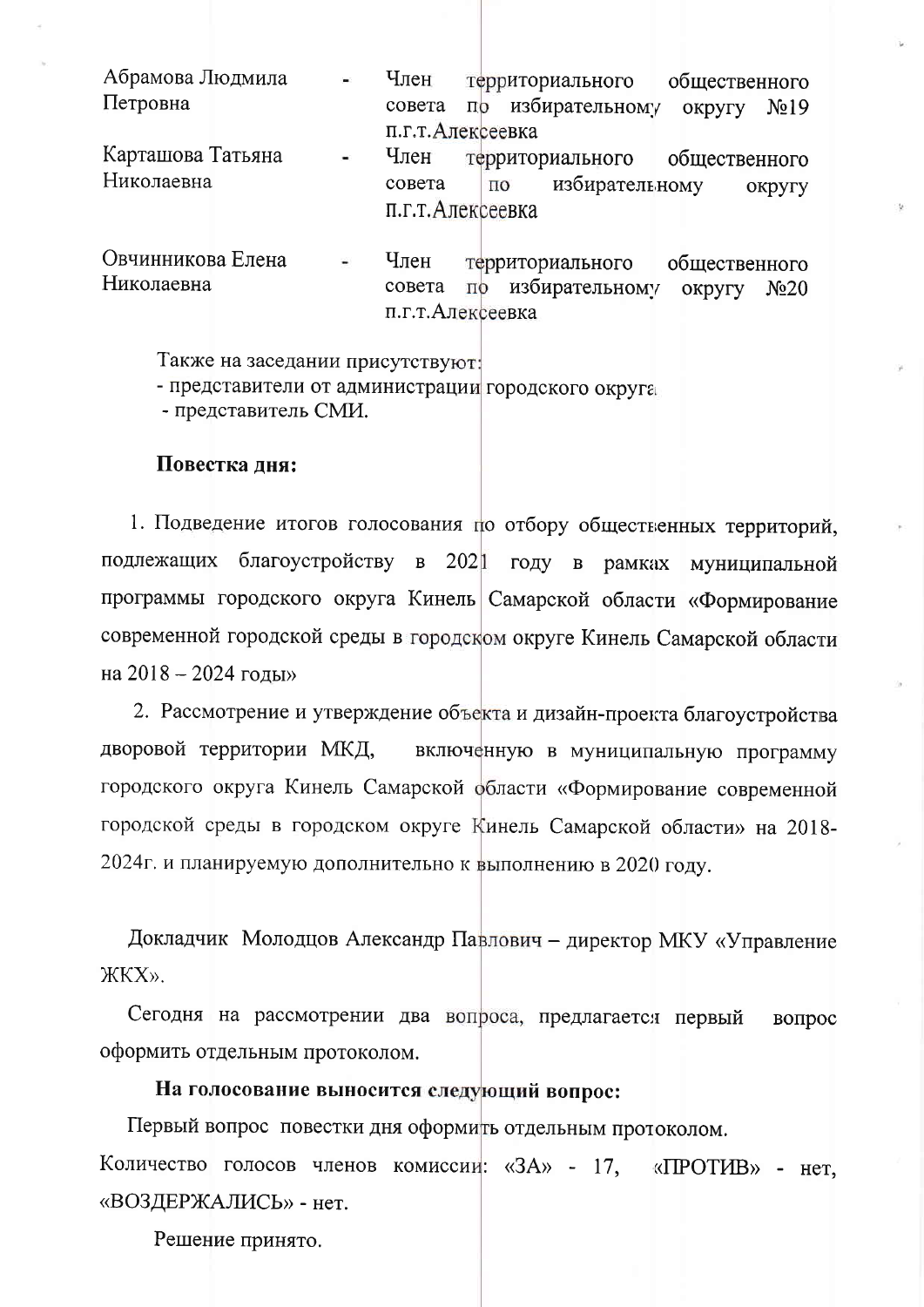| | | |
|---|---|---|
| Абрамова Людмила Петровна | - | Член территориального общественного совета по избирательному округу №19 п.г.т.Алексеевка |
| Карташова Татьяна Николаевна | - | Член территориального общественного совета по избирательному округу п.г.т.Алексеевка |
| Овчинникова Елена Николаевна | - | Член территориального общественного совета по избирательному округу №20 п.г.т.Алексеевка |

Также на заседании присутствуют:
- представители от администрации городского округа
- представитель СМИ.

**Повестка дня:**

1. Подведение итогов голосования по отбору общественных территорий, подлежащих благоустройству в 2021 году в рамках муниципальной программы городского округа Кинель Самарской области «Формирование современной городской среды в городском округе Кинель Самарской области на 2018 – 2024 годы»

2. Рассмотрение и утверждение объекта и дизайн-проекта благоустройства дворовой территории МКД, включенную в муниципальную программу городского округа Кинель Самарской области «Формирование современной городской среды в городском округе Кинель Самарской области» на 2018-2024г. и планируемую дополнительно к выполнению в 2020 году.

Докладчик Молодцов Александр Павлович – директор МКУ «Управление ЖКХ».

Сегодня на рассмотрении два вопроса, предлагается первый вопрос оформить отдельным протоколом.

**На голосование выносится следующий вопрос:**

Первый вопрос повестки дня оформить отдельным протоколом.

Количество голосов членов комиссии: «ЗА» - 17, «ПРОТИВ» - нет, «ВОЗДЕРЖАЛИСЬ» - нет.

Решение принято.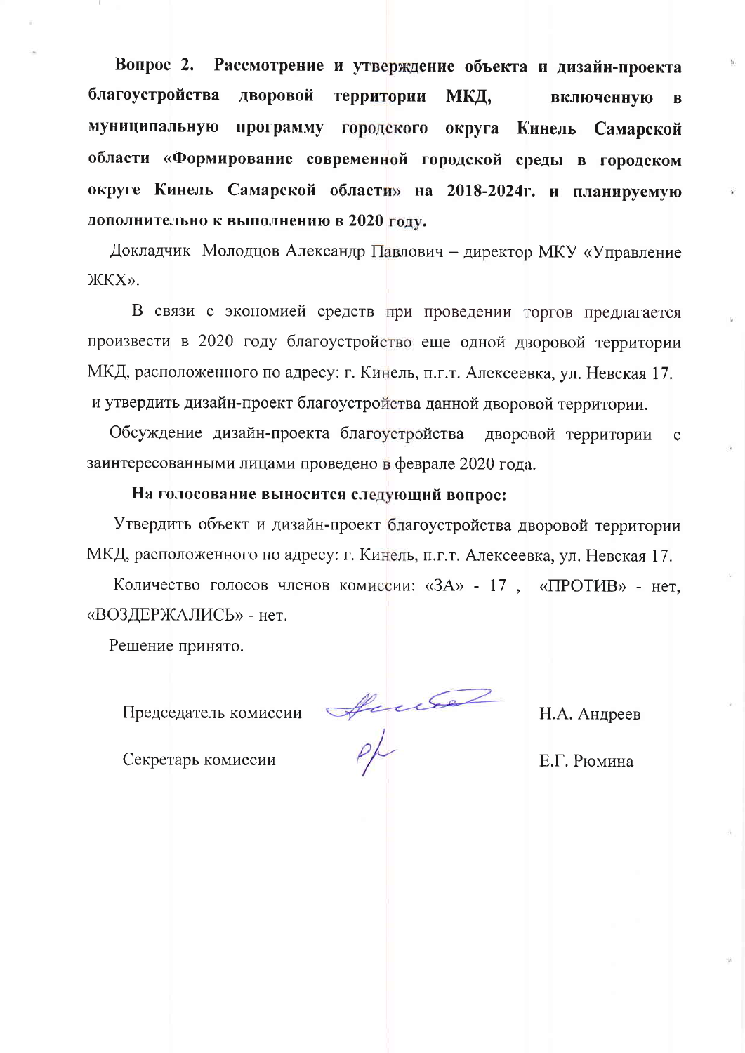**Вопрос 2. Рассмотрение и утверждение объекта и дизайн-проекта благоустройства дворовой территории МКД, включенную в муниципальную программу городского округа Кинель Самарской области «Формирование современной городской среды в городском округе Кинель Самарской области» на 2018-2024г. и планируемую дополнительно к выполнению в 2020 году.**

Докладчик Молодцов Александр Павлович – директор МКУ «Управление ЖКХ».

В связи с экономией средств при проведении торгов предлагается произвести в 2020 году благоустройство еще одной дворовой территории МКД, расположенного по адресу: г. Кинель, п.г.т. Алексеевка, ул. Невская 17. и утвердить дизайн-проект благоустройства данной дворовой территории.

Обсуждение дизайн-проекта благоустройства дворовой территории с заинтересованными лицами проведено в феврале 2020 года.

**На голосование выносится следующий вопрос:**

Утвердить объект и дизайн-проект благоустройства дворовой территории МКД, расположенного по адресу: г. Кинель, п.г.т. Алексеевка, ул. Невская 17.

Количество голосов членов комиссии: «ЗА» - 17 , «ПРОТИВ» - нет, «ВОЗДЕРЖАЛИСЬ» - нет.

Решение принято.

Председатель комиссии Н.А. Андреев

Секретарь комиссии Е.Г. Рюмина